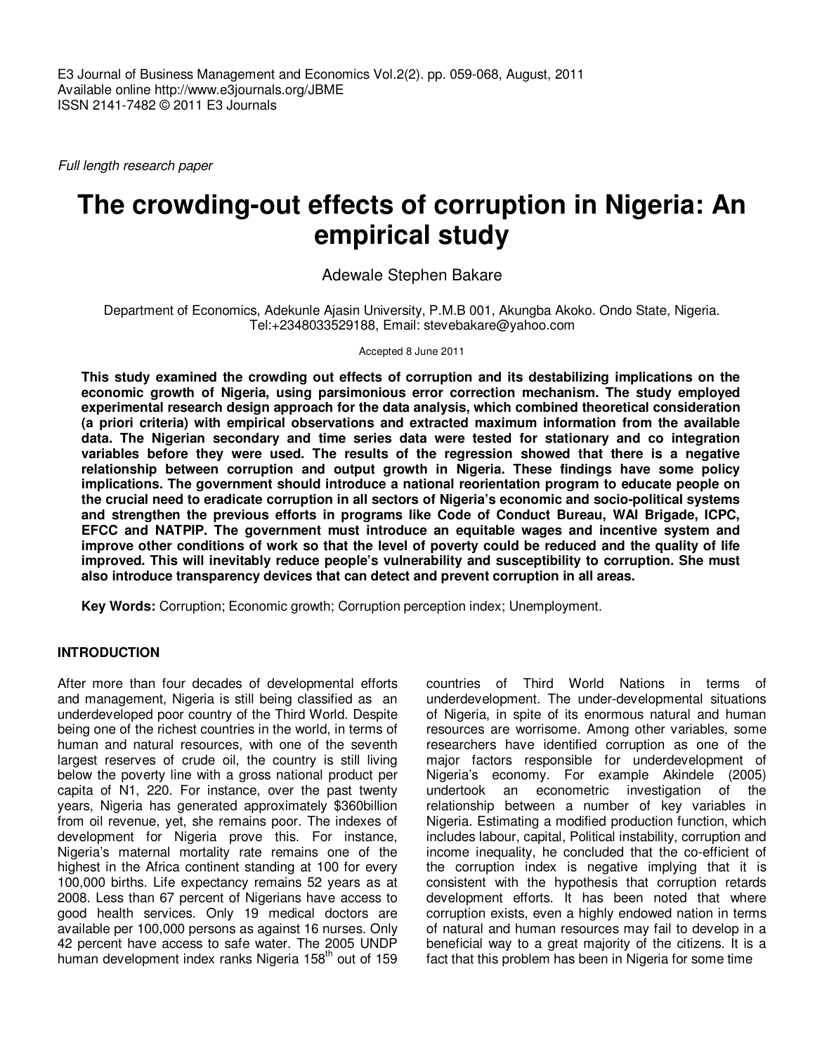*Full length research paper*

# The crowding-out effects of corruption in Nigeria: An empirical study

Adewale Stephen Bakare

Department of Economics, Adekunle Ajasin University, P.M.B 001, Akungba Akoko. Ondo State, Nigeria. Tel:+2348033529188, Email: stevebakare@yahoo.com

Accepted 8 June 2011

**This study examined the crowding out effects of corruption and its destabilizing implications on the economic growth of Nigeria, using parsimonious error correction mechanism. The study employed experimental research design approach for the data analysis, which combined theoretical consideration (a priori criteria) with empirical observations and extracted maximum information from the available data. The Nigerian secondary and time series data were tested for stationary and co integration variables before they were used. The results of the regression showed that there is a negative relationship between corruption and output growth in Nigeria. These findings have some policy implications. The government should introduce a national reorientation program to educate people on the crucial need to eradicate corruption in all sectors of Nigeria's economic and socio-political systems and strengthen the previous efforts in programs like Code of Conduct Bureau, WAI Brigade, ICPC, EFCC and NATPIP. The government must introduce an equitable wages and incentive system and improve other conditions of work so that the level of poverty could be reduced and the quality of life improved. This will inevitably reduce people's vulnerability and susceptibility to corruption. She must also introduce transparency devices that can detect and prevent corruption in all areas.**

**Key Words:** Corruption; Economic growth; Corruption perception index; Unemployment.

## INTRODUCTION

After more than four decades of developmental efforts and management, Nigeria is still being classified as an underdeveloped poor country of the Third World. Despite being one of the richest countries in the world, in terms of human and natural resources, with one of the seventh largest reserves of crude oil, the country is still living below the poverty line with a gross national product per capita of N1, 220. For instance, over the past twenty years, Nigeria has generated approximately \$360billion from oil revenue, yet, she remains poor. The indexes of development for Nigeria prove this. For instance, Nigeria's maternal mortality rate remains one of the highest in the Africa continent standing at 100 for every 100,000 births. Life expectancy remains 52 years as at 2008. Less than 67 percent of Nigerians have access to good health services. Only 19 medical doctors are available per 100,000 persons as against 16 nurses. Only 42 percent have access to safe water. The 2005 UNDP human development index ranks Nigeria 158th out of 159 countries of Third World Nations in terms of underdevelopment. The under-developmental situations of Nigeria, in spite of its enormous natural and human resources are worrisome. Among other variables, some researchers have identified corruption as one of the major factors responsible for underdevelopment of Nigeria's economy. For example Akindele (2005) undertook an econometric investigation of the relationship between a number of key variables in Nigeria. Estimating a modified production function, which includes labour, capital, Political instability, corruption and income inequality, he concluded that the co-efficient of the corruption index is negative implying that it is consistent with the hypothesis that corruption retards development efforts. It has been noted that where corruption exists, even a highly endowed nation in terms of natural and human resources may fail to develop in a beneficial way to a great majority of the citizens. It is a fact that this problem has been in Nigeria for some time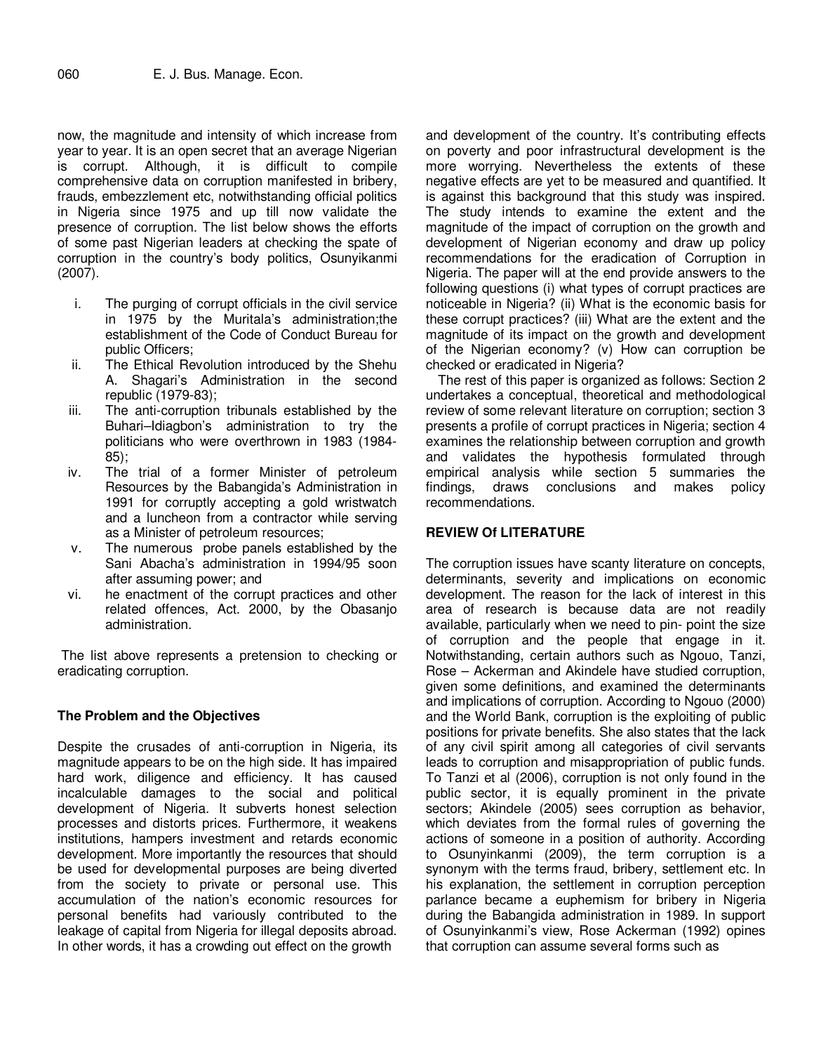now, the magnitude and intensity of which increase from year to year. It is an open secret that an average Nigerian is corrupt. Although, it is difficult to compile comprehensive data on corruption manifested in bribery, frauds, embezzlement etc, notwithstanding official politics in Nigeria since 1975 and up till now validate the presence of corruption. The list below shows the efforts of some past Nigerian leaders at checking the spate of corruption in the country's body politics, Osunyikanmi (2007).

i. The purging of corrupt officials in the civil service in 1975 by the Muritala's administration;the establishment of the Code of Conduct Bureau for public Officers;
ii. The Ethical Revolution introduced by the Shehu A. Shagari's Administration in the second republic (1979-83);
iii. The anti-corruption tribunals established by the Buhari–Idiagbon's administration to try the politicians who were overthrown in 1983 (1984-85);
iv. The trial of a former Minister of petroleum Resources by the Babangida's Administration in 1991 for corruptly accepting a gold wristwatch and a luncheon from a contractor while serving as a Minister of petroleum resources;
v. The numerous probe panels established by the Sani Abacha's administration in 1994/95 soon after assuming power; and
vi. he enactment of the corrupt practices and other related offences, Act. 2000, by the Obasanjo administration.

The list above represents a pretension to checking or eradicating corruption.

## The Problem and the Objectives

Despite the crusades of anti-corruption in Nigeria, its magnitude appears to be on the high side. It has impaired hard work, diligence and efficiency. It has caused incalculable damages to the social and political development of Nigeria. It subverts honest selection processes and distorts prices. Furthermore, it weakens institutions, hampers investment and retards economic development. More importantly the resources that should be used for developmental purposes are being diverted from the society to private or personal use. This accumulation of the nation's economic resources for personal benefits had variously contributed to the leakage of capital from Nigeria for illegal deposits abroad. In other words, it has a crowding out effect on the growth and development of the country. It's contributing effects on poverty and poor infrastructural development is the more worrying. Nevertheless the extents of these negative effects are yet to be measured and quantified. It is against this background that this study was inspired. The study intends to examine the extent and the magnitude of the impact of corruption on the growth and development of Nigerian economy and draw up policy recommendations for the eradication of Corruption in Nigeria. The paper will at the end provide answers to the following questions (i) what types of corrupt practices are noticeable in Nigeria? (ii) What is the economic basis for these corrupt practices? (iii) What are the extent and the magnitude of its impact on the growth and development of the Nigerian economy? (v) How can corruption be checked or eradicated in Nigeria?

The rest of this paper is organized as follows: Section 2 undertakes a conceptual, theoretical and methodological review of some relevant literature on corruption; section 3 presents a profile of corrupt practices in Nigeria; section 4 examines the relationship between corruption and growth and validates the hypothesis formulated through empirical analysis while section 5 summaries the findings, draws conclusions and makes policy recommendations.

## REVIEW Of LITERATURE

The corruption issues have scanty literature on concepts, determinants, severity and implications on economic development. The reason for the lack of interest in this area of research is because data are not readily available, particularly when we need to pin- point the size of corruption and the people that engage in it. Notwithstanding, certain authors such as Ngouo, Tanzi, Rose – Ackerman and Akindele have studied corruption, given some definitions, and examined the determinants and implications of corruption. According to Ngouo (2000) and the World Bank, corruption is the exploiting of public positions for private benefits. She also states that the lack of any civil spirit among all categories of civil servants leads to corruption and misappropriation of public funds. To Tanzi et al (2006), corruption is not only found in the public sector, it is equally prominent in the private sectors; Akindele (2005) sees corruption as behavior, which deviates from the formal rules of governing the actions of someone in a position of authority. According to Osunyinkanmi (2009), the term corruption is a synonym with the terms fraud, bribery, settlement etc. In his explanation, the settlement in corruption perception parlance became a euphemism for bribery in Nigeria during the Babangida administration in 1989. In support of Osunyinkanmi's view, Rose Ackerman (1992) opines that corruption can assume several forms such as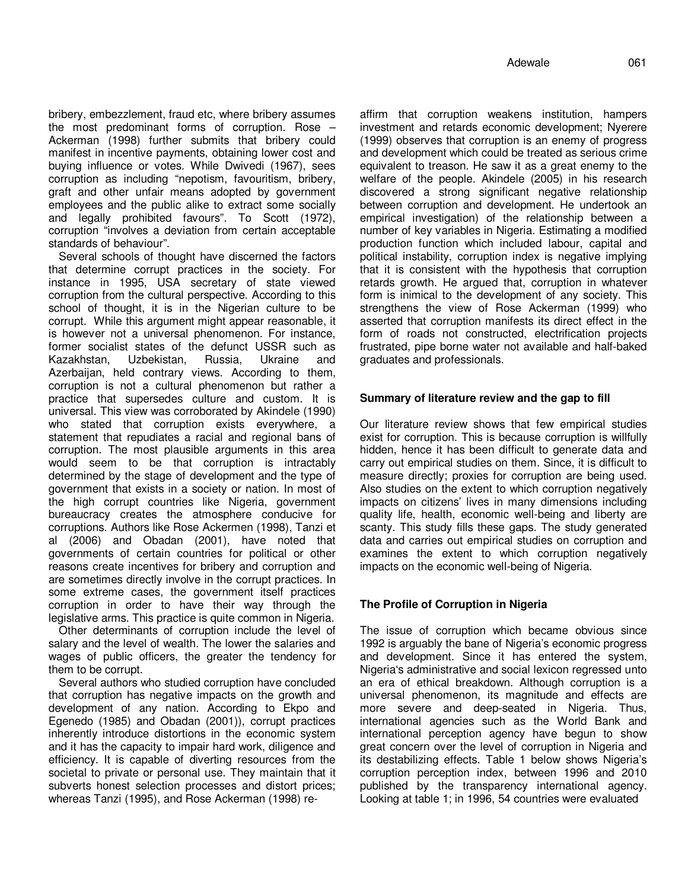bribery, embezzlement, fraud etc, where bribery assumes the most predominant forms of corruption. Rose – Ackerman (1998) further submits that bribery could manifest in incentive payments, obtaining lower cost and buying influence or votes. While Dwivedi (1967), sees corruption as including "nepotism, favouritism, bribery, graft and other unfair means adopted by government employees and the public alike to extract some socially and legally prohibited favours". To Scott (1972), corruption "involves a deviation from certain acceptable standards of behaviour".

Several schools of thought have discerned the factors that determine corrupt practices in the society. For instance in 1995, USA secretary of state viewed corruption from the cultural perspective. According to this school of thought, it is in the Nigerian culture to be corrupt. While this argument might appear reasonable, it is however not a universal phenomenon. For instance, former socialist states of the defunct USSR such as Kazakhstan, Uzbekistan, Russia, Ukraine and Azerbaijan, held contrary views. According to them, corruption is not a cultural phenomenon but rather a practice that supersedes culture and custom. It is universal. This view was corroborated by Akindele (1990) who stated that corruption exists everywhere, a statement that repudiates a racial and regional bans of corruption. The most plausible arguments in this area would seem to be that corruption is intractably determined by the stage of development and the type of government that exists in a society or nation. In most of the high corrupt countries like Nigeria, government bureaucracy creates the atmosphere conducive for corruptions. Authors like Rose Ackermen (1998), Tanzi et al (2006) and Obadan (2001), have noted that governments of certain countries for political or other reasons create incentives for bribery and corruption and are sometimes directly involve in the corrupt practices. In some extreme cases, the government itself practices corruption in order to have their way through the legislative arms. This practice is quite common in Nigeria.

Other determinants of corruption include the level of salary and the level of wealth. The lower the salaries and wages of public officers, the greater the tendency for them to be corrupt.

Several authors who studied corruption have concluded that corruption has negative impacts on the growth and development of any nation. According to Ekpo and Egenedo (1985) and Obadan (2001)), corrupt practices inherently introduce distortions in the economic system and it has the capacity to impair hard work, diligence and efficiency. It is capable of diverting resources from the societal to private or personal use. They maintain that it subverts honest selection processes and distort prices; whereas Tanzi (1995), and Rose Ackerman (1998) re-affirm that corruption weakens institution, hampers investment and retards economic development; Nyerere (1999) observes that corruption is an enemy of progress and development which could be treated as serious crime equivalent to treason. He saw it as a great enemy to the welfare of the people. Akindele (2005) in his research discovered a strong significant negative relationship between corruption and development. He undertook an empirical investigation) of the relationship between a number of key variables in Nigeria. Estimating a modified production function which included labour, capital and political instability, corruption index is negative implying that it is consistent with the hypothesis that corruption retards growth. He argued that, corruption in whatever form is inimical to the development of any society. This strengthens the view of Rose Ackerman (1999) who asserted that corruption manifests its direct effect in the form of roads not constructed, electrification projects frustrated, pipe borne water not available and half-baked graduates and professionals.

### Summary of literature review and the gap to fill

Our literature review shows that few empirical studies exist for corruption. This is because corruption is willfully hidden, hence it has been difficult to generate data and carry out empirical studies on them. Since, it is difficult to measure directly; proxies for corruption are being used. Also studies on the extent to which corruption negatively impacts on citizens' lives in many dimensions including quality life, health, economic well-being and liberty are scanty. This study fills these gaps. The study generated data and carries out empirical studies on corruption and examines the extent to which corruption negatively impacts on the economic well-being of Nigeria.

### The Profile of Corruption in Nigeria

The issue of corruption which became obvious since 1992 is arguably the bane of Nigeria's economic progress and development. Since it has entered the system, Nigeria's administrative and social lexicon regressed unto an era of ethical breakdown. Although corruption is a universal phenomenon, its magnitude and effects are more severe and deep-seated in Nigeria. Thus, international agencies such as the World Bank and international perception agency have begun to show great concern over the level of corruption in Nigeria and its destabilizing effects. Table 1 below shows Nigeria's corruption perception index, between 1996 and 2010 published by the transparency international agency. Looking at table 1; in 1996, 54 countries were evaluated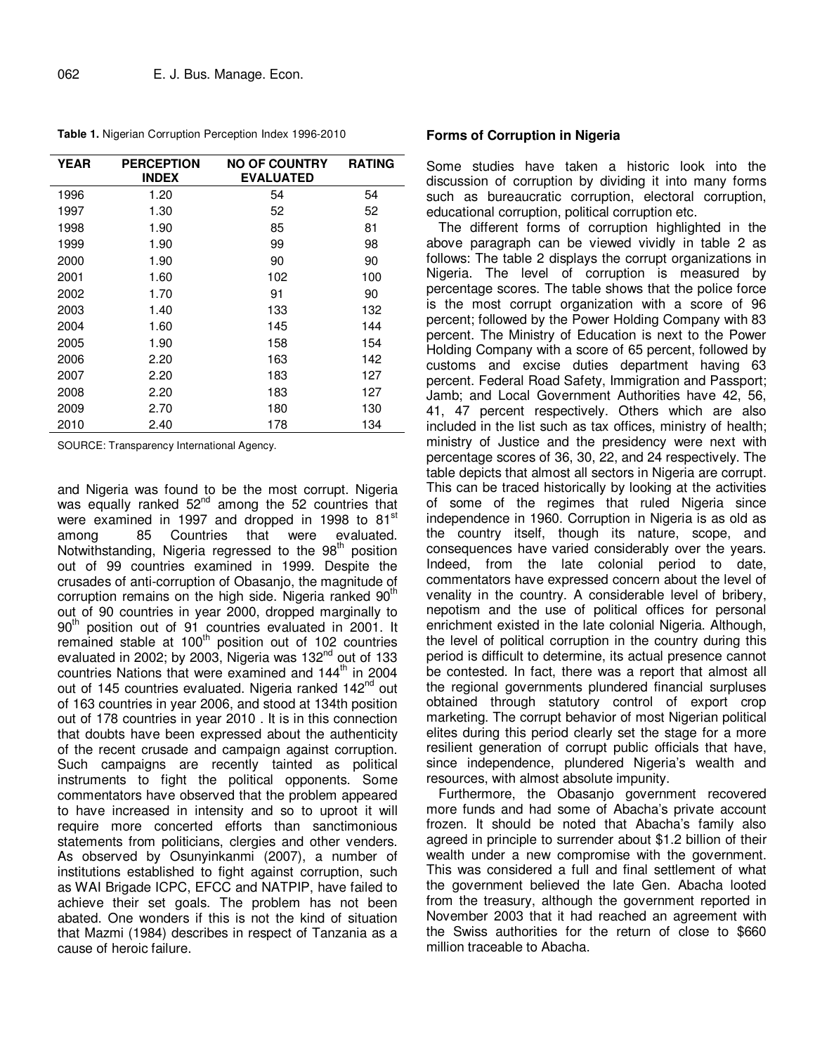**Table 1.** Nigerian Corruption Perception Index 1996-2010

| YEAR | PERCEPTION INDEX | NO OF COUNTRY EVALUATED | RATING |
|---|---|---|---|
| 1996 | 1.20 | 54 | 54 |
| 1997 | 1.30 | 52 | 52 |
| 1998 | 1.90 | 85 | 81 |
| 1999 | 1.90 | 99 | 98 |
| 2000 | 1.90 | 90 | 90 |
| 2001 | 1.60 | 102 | 100 |
| 2002 | 1.70 | 91 | 90 |
| 2003 | 1.40 | 133 | 132 |
| 2004 | 1.60 | 145 | 144 |
| 2005 | 1.90 | 158 | 154 |
| 2006 | 2.20 | 163 | 142 |
| 2007 | 2.20 | 183 | 127 |
| 2008 | 2.20 | 183 | 127 |
| 2009 | 2.70 | 180 | 130 |
| 2010 | 2.40 | 178 | 134 |

SOURCE: Transparency International Agency.

and Nigeria was found to be the most corrupt. Nigeria was equally ranked 52nd among the 52 countries that were examined in 1997 and dropped in 1998 to 81st among 85 Countries that were evaluated. Notwithstanding, Nigeria regressed to the 98th position out of 99 countries examined in 1999. Despite the crusades of anti-corruption of Obasanjo, the magnitude of corruption remains on the high side. Nigeria ranked 90th out of 90 countries in year 2000, dropped marginally to 90th position out of 91 countries evaluated in 2001. It remained stable at 100th position out of 102 countries evaluated in 2002; by 2003, Nigeria was 132nd out of 133 countries Nations that were examined and 144th in 2004 out of 145 countries evaluated. Nigeria ranked 142nd out of 163 countries in year 2006, and stood at 134th position out of 178 countries in year 2010 . It is in this connection that doubts have been expressed about the authenticity of the recent crusade and campaign against corruption. Such campaigns are recently tainted as political instruments to fight the political opponents. Some commentators have observed that the problem appeared to have increased in intensity and so to uproot it will require more concerted efforts than sanctimonious statements from politicians, clergies and other venders. As observed by Osunyinkanmi (2007), a number of institutions established to fight against corruption, such as WAI Brigade ICPC, EFCC and NATPIP, have failed to achieve their set goals. The problem has not been abated. One wonders if this is not the kind of situation that Mazmi (1984) describes in respect of Tanzania as a cause of heroic failure.

## Forms of Corruption in Nigeria

Some studies have taken a historic look into the discussion of corruption by dividing it into many forms such as bureaucratic corruption, electoral corruption, educational corruption, political corruption etc.

The different forms of corruption highlighted in the above paragraph can be viewed vividly in table 2 as follows: The table 2 displays the corrupt organizations in Nigeria. The level of corruption is measured by percentage scores. The table shows that the police force is the most corrupt organization with a score of 96 percent; followed by the Power Holding Company with 83 percent. The Ministry of Education is next to the Power Holding Company with a score of 65 percent, followed by customs and excise duties department having 63 percent. Federal Road Safety, Immigration and Passport; Jamb; and Local Government Authorities have 42, 56, 41, 47 percent respectively. Others which are also included in the list such as tax offices, ministry of health; ministry of Justice and the presidency were next with percentage scores of 36, 30, 22, and 24 respectively. The table depicts that almost all sectors in Nigeria are corrupt. This can be traced historically by looking at the activities of some of the regimes that ruled Nigeria since independence in 1960. Corruption in Nigeria is as old as the country itself, though its nature, scope, and consequences have varied considerably over the years. Indeed, from the late colonial period to date, commentators have expressed concern about the level of venality in the country. A considerable level of bribery, nepotism and the use of political offices for personal enrichment existed in the late colonial Nigeria. Although, the level of political corruption in the country during this period is difficult to determine, its actual presence cannot be contested. In fact, there was a report that almost all the regional governments plundered financial surpluses obtained through statutory control of export crop marketing. The corrupt behavior of most Nigerian political elites during this period clearly set the stage for a more resilient generation of corrupt public officials that have, since independence, plundered Nigeria's wealth and resources, with almost absolute impunity.

Furthermore, the Obasanjo government recovered more funds and had some of Abacha's private account frozen. It should be noted that Abacha's family also agreed in principle to surrender about $1.2 billion of their wealth under a new compromise with the government. This was considered a full and final settlement of what the government believed the late Gen. Abacha looted from the treasury, although the government reported in November 2003 that it had reached an agreement with the Swiss authorities for the return of close to $660 million traceable to Abacha.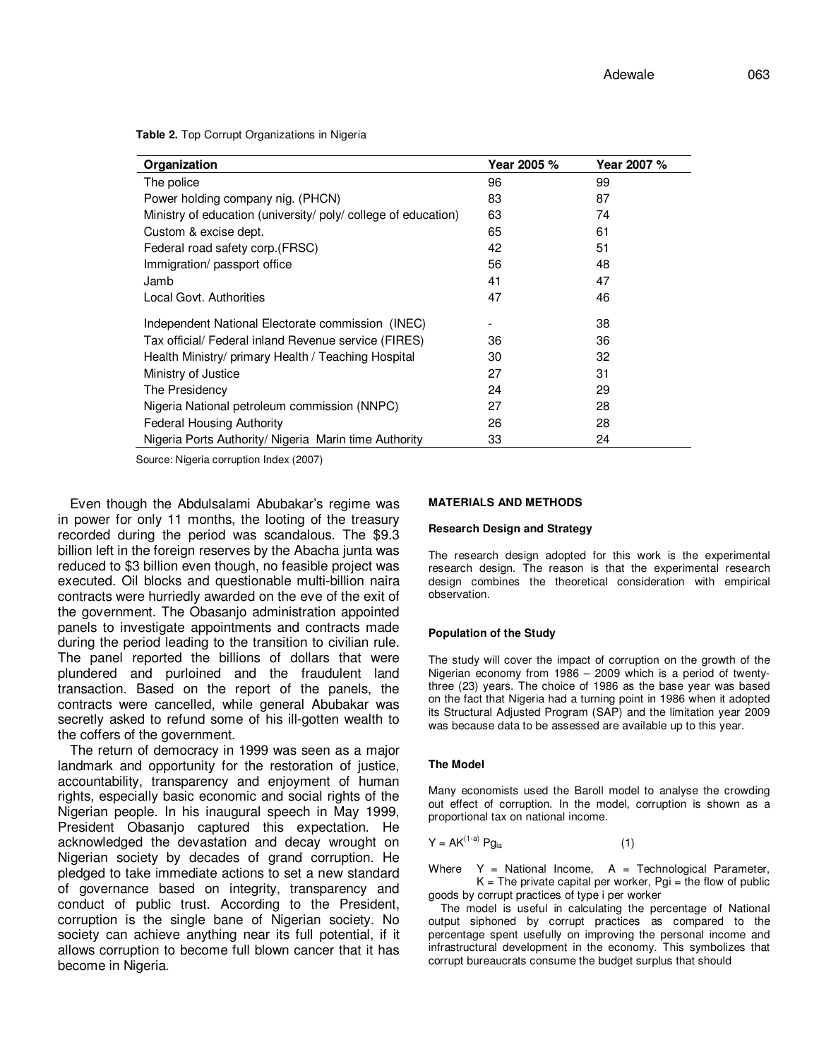**Table 2.** Top Corrupt Organizations in Nigeria

| Organization | Year 2005 % | Year 2007 % |
|---|---|---|
| The police | 96 | 99 |
| Power holding company nig. (PHCN) | 83 | 87 |
| Ministry of education (university/ poly/ college of education) | 63 | 74 |
| Custom & excise dept. | 65 | 61 |
| Federal road safety corp.(FRSC) | 42 | 51 |
| Immigration/ passport office | 56 | 48 |
| Jamb | 41 | 47 |
| Local Govt. Authorities | 47 | 46 |
| Independent National Electorate commission (INEC) | - | 38 |
| Tax official/ Federal inland Revenue service (FIRES) | 36 | 36 |
| Health Ministry/ primary Health / Teaching Hospital | 30 | 32 |
| Ministry of Justice | 27 | 31 |
| The Presidency | 24 | 29 |
| Nigeria National petroleum commission (NNPC) | 27 | 28 |
| Federal Housing Authority | 26 | 28 |
| Nigeria Ports Authority/ Nigeria Marin time Authority | 33 | 24 |

Source: Nigeria corruption Index (2007)

Even though the Abdulsalami Abubakar's regime was in power for only 11 months, the looting of the treasury recorded during the period was scandalous. The $9.3 billion left in the foreign reserves by the Abacha junta was reduced to $3 billion even though, no feasible project was executed. Oil blocks and questionable multi-billion naira contracts were hurriedly awarded on the eve of the exit of the government. The Obasanjo administration appointed panels to investigate appointments and contracts made during the period leading to the transition to civilian rule. The panel reported the billions of dollars that were plundered and purloined and the fraudulent land transaction. Based on the report of the panels, the contracts were cancelled, while general Abubakar was secretly asked to refund some of his ill-gotten wealth to the coffers of the government.

The return of democracy in 1999 was seen as a major landmark and opportunity for the restoration of justice, accountability, transparency and enjoyment of human rights, especially basic economic and social rights of the Nigerian people. In his inaugural speech in May 1999, President Obasanjo captured this expectation. He acknowledged the devastation and decay wrought on Nigerian society by decades of grand corruption. He pledged to take immediate actions to set a new standard of governance based on integrity, transparency and conduct of public trust. According to the President, corruption is the single bane of Nigerian society. No society can achieve anything near its full potential, if it allows corruption to become full blown cancer that it has become in Nigeria.

## MATERIALS AND METHODS

### Research Design and Strategy

The research design adopted for this work is the experimental research design. The reason is that the experimental research design combines the theoretical consideration with empirical observation.

### Population of the Study

The study will cover the impact of corruption on the growth of the Nigerian economy from 1986 – 2009 which is a period of twenty-three (23) years. The choice of 1986 as the base year was based on the fact that Nigeria had a turning point in 1986 when it adopted its Structural Adjusted Program (SAP) and the limitation year 2009 was because data to be assessed are available up to this year.

### The Model

Many economists used the Baroll model to analyse the crowding out effect of corruption. In the model, corruption is shown as a proportional tax on national income.

$$Y = AK^{(1-a)} Pg_{ia} \quad (1)$$

Where Y = National Income, A = Technological Parameter, K = The private capital per worker, Pgi = the flow of public goods by corrupt practices of type i per worker

The model is useful in calculating the percentage of National output siphoned by corrupt practices as compared to the percentage spent usefully on improving the personal income and infrastructural development in the economy. This symbolizes that corrupt bureaucrats consume the budget surplus that should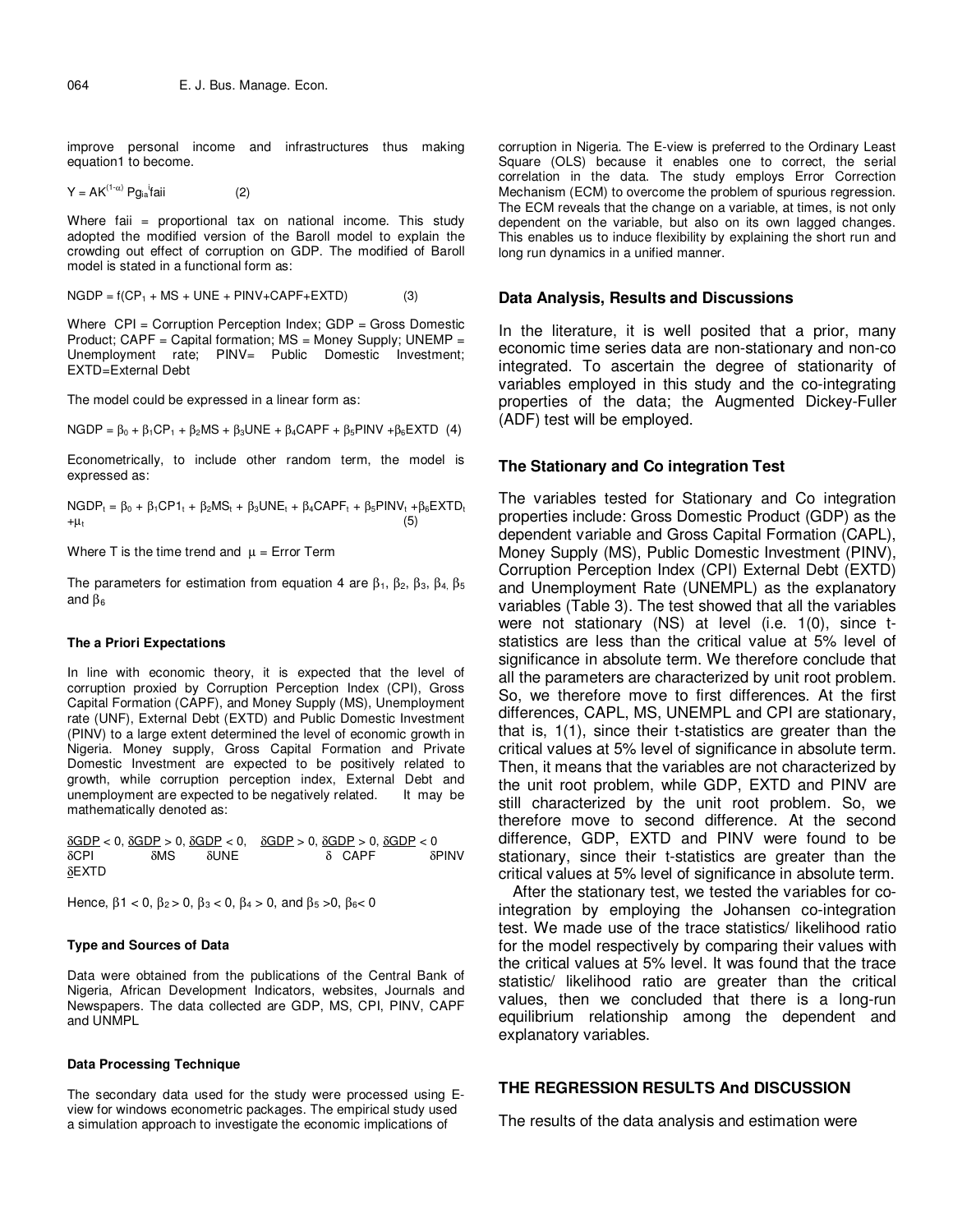improve personal income and infrastructures thus making equation1 to become.

$$Y = AK^{(1-\alpha)} Pg_{ia}{}^{i}faii \qquad (2)$$

Where faii = proportional tax on national income. This study adopted the modified version of the Baroll model to explain the crowding out effect of corruption on GDP. The modified of Baroll model is stated in a functional form as:

$$NGDP = f(CP_1 + MS + UNE + PINV + CAPF + EXTD) \qquad (3)$$

Where CPI = Corruption Perception Index; GDP = Gross Domestic Product; CAPF = Capital formation; MS = Money Supply; UNEMP = Unemployment rate; PINV= Public Domestic Investment; EXTD=External Debt

The model could be expressed in a linear form as:

$$NGDP = \beta_0 + \beta_1 CP_1 + \beta_2 MS + \beta_3 UNE + \beta_4 CAPF + \beta_5 PINV + \beta_6 EXTD \quad (4)$$

Econometrically, to include other random term, the model is expressed as:

$$NGDP_t = \beta_0 + \beta_1 CP1_t + \beta_2 MS_t + \beta_3 UNE_t + \beta_4 CAPF_t + \beta_5 PINV_t + \beta_6 EXTD_t + \mu_t \qquad (5)$$

Where T is the time trend and $\mu$ = Error Term

The parameters for estimation from equation 4 are $\beta_1$, $\beta_2$, $\beta_3$, $\beta_4$, $\beta_5$ and $\beta_6$

#### The a Priori Expectations

In line with economic theory, it is expected that the level of corruption proxied by Corruption Perception Index (CPI), Gross Capital Formation (CAPF), and Money Supply (MS), Unemployment rate (UNF), External Debt (EXTD) and Public Domestic Investment (PINV) to a large extent determined the level of economic growth in Nigeria. Money supply, Gross Capital Formation and Private Domestic Investment are expected to be positively related to growth, while corruption perception index, External Debt and unemployment are expected to be negatively related. It may be mathematically denoted as:

$$\frac{\delta GDP}{\delta CPI} < 0, \frac{\delta GDP}{\delta MS} > 0, \frac{\delta GDP}{\delta UNE} < 0, \frac{\delta GDP}{\delta CAPF} > 0, \frac{\delta GDP}{\delta PINV} > 0, \frac{\delta GDP}{\delta EXTD} < 0$$

Hence, $\beta 1 < 0$, $\beta_2 > 0$, $\beta_3 < 0$, $\beta_4 > 0$, and $\beta_5 > 0$, $\beta_6 < 0$

#### Type and Sources of Data

Data were obtained from the publications of the Central Bank of Nigeria, African Development Indicators, websites, Journals and Newspapers. The data collected are GDP, MS, CPI, PINV, CAPF and UNMPL

#### Data Processing Technique

The secondary data used for the study were processed using E-view for windows econometric packages. The empirical study used a simulation approach to investigate the economic implications of corruption in Nigeria. The E-view is preferred to the Ordinary Least Square (OLS) because it enables one to correct, the serial correlation in the data. The study employs Error Correction Mechanism (ECM) to overcome the problem of spurious regression. The ECM reveals that the change on a variable, at times, is not only dependent on the variable, but also on its own lagged changes. This enables us to induce flexibility by explaining the short run and long run dynamics in a unified manner.

### Data Analysis, Results and Discussions

In the literature, it is well posited that a prior, many economic time series data are non-stationary and non-co integrated. To ascertain the degree of stationarity of variables employed in this study and the co-integrating properties of the data; the Augmented Dickey-Fuller (ADF) test will be employed.

### The Stationary and Co integration Test

The variables tested for Stationary and Co integration properties include: Gross Domestic Product (GDP) as the dependent variable and Gross Capital Formation (CAPL), Money Supply (MS), Public Domestic Investment (PINV), Corruption Perception Index (CPI) External Debt (EXTD) and Unemployment Rate (UNEMPL) as the explanatory variables (Table 3). The test showed that all the variables were not stationary (NS) at level (i.e. 1(0), since t-statistics are less than the critical value at 5% level of significance in absolute term. We therefore conclude that all the parameters are characterized by unit root problem. So, we therefore move to first differences. At the first differences, CAPL, MS, UNEMPL and CPI are stationary, that is, 1(1), since their t-statistics are greater than the critical values at 5% level of significance in absolute term. Then, it means that the variables are not characterized by the unit root problem, while GDP, EXTD and PINV are still characterized by the unit root problem. So, we therefore move to second difference. At the second difference, GDP, EXTD and PINV were found to be stationary, since their t-statistics are greater than the critical values at 5% level of significance in absolute term.

After the stationary test, we tested the variables for co-integration by employing the Johansen co-integration test. We made use of the trace statistics/ likelihood ratio for the model respectively by comparing their values with the critical values at 5% level. It was found that the trace statistic/ likelihood ratio are greater than the critical values, then we concluded that there is a long-run equilibrium relationship among the dependent and explanatory variables.

### THE REGRESSION RESULTS And DISCUSSION

The results of the data analysis and estimation were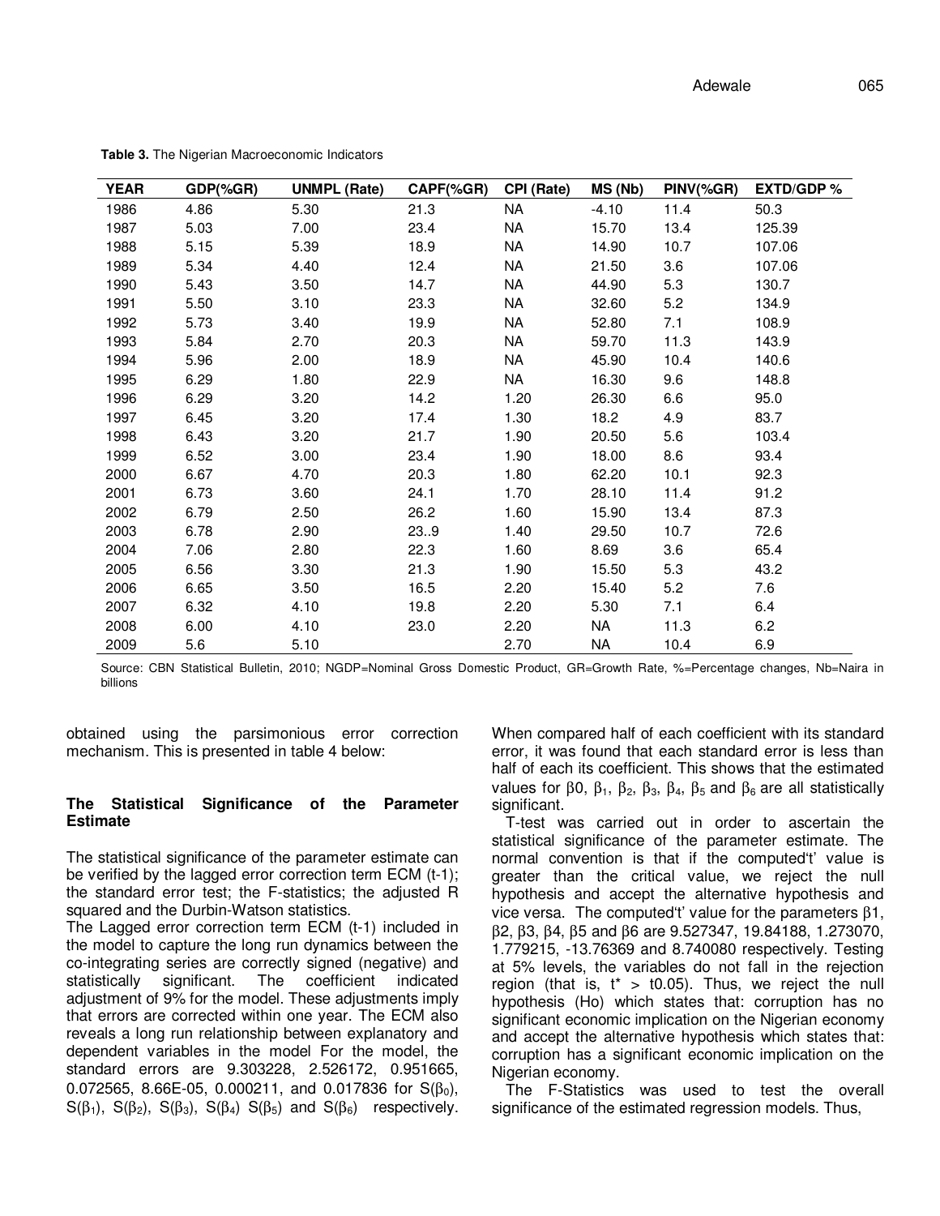**Table 3.** The Nigerian Macroeconomic Indicators

| YEAR | GDP(%GR) | UNMPL (Rate) | CAPF(%GR) | CPI (Rate) | MS (Nb) | PINV(%GR) | EXTD/GDP % |
|---|---|---|---|---|---|---|---|
| 1986 | 4.86 | 5.30 | 21.3 | NA | -4.10 | 11.4 | 50.3 |
| 1987 | 5.03 | 7.00 | 23.4 | NA | 15.70 | 13.4 | 125.39 |
| 1988 | 5.15 | 5.39 | 18.9 | NA | 14.90 | 10.7 | 107.06 |
| 1989 | 5.34 | 4.40 | 12.4 | NA | 21.50 | 3.6 | 107.06 |
| 1990 | 5.43 | 3.50 | 14.7 | NA | 44.90 | 5.3 | 130.7 |
| 1991 | 5.50 | 3.10 | 23.3 | NA | 32.60 | 5.2 | 134.9 |
| 1992 | 5.73 | 3.40 | 19.9 | NA | 52.80 | 7.1 | 108.9 |
| 1993 | 5.84 | 2.70 | 20.3 | NA | 59.70 | 11.3 | 143.9 |
| 1994 | 5.96 | 2.00 | 18.9 | NA | 45.90 | 10.4 | 140.6 |
| 1995 | 6.29 | 1.80 | 22.9 | NA | 16.30 | 9.6 | 148.8 |
| 1996 | 6.29 | 3.20 | 14.2 | 1.20 | 26.30 | 6.6 | 95.0 |
| 1997 | 6.45 | 3.20 | 17.4 | 1.30 | 18.2 | 4.9 | 83.7 |
| 1998 | 6.43 | 3.20 | 21.7 | 1.90 | 20.50 | 5.6 | 103.4 |
| 1999 | 6.52 | 3.00 | 23.4 | 1.90 | 18.00 | 8.6 | 93.4 |
| 2000 | 6.67 | 4.70 | 20.3 | 1.80 | 62.20 | 10.1 | 92.3 |
| 2001 | 6.73 | 3.60 | 24.1 | 1.70 | 28.10 | 11.4 | 91.2 |
| 2002 | 6.79 | 2.50 | 26.2 | 1.60 | 15.90 | 13.4 | 87.3 |
| 2003 | 6.78 | 2.90 | 23..9 | 1.40 | 29.50 | 10.7 | 72.6 |
| 2004 | 7.06 | 2.80 | 22.3 | 1.60 | 8.69 | 3.6 | 65.4 |
| 2005 | 6.56 | 3.30 | 21.3 | 1.90 | 15.50 | 5.3 | 43.2 |
| 2006 | 6.65 | 3.50 | 16.5 | 2.20 | 15.40 | 5.2 | 7.6 |
| 2007 | 6.32 | 4.10 | 19.8 | 2.20 | 5.30 | 7.1 | 6.4 |
| 2008 | 6.00 | 4.10 | 23.0 | 2.20 | NA | 11.3 | 6.2 |
| 2009 | 5.6 | 5.10 | | 2.70 | NA | 10.4 | 6.9 |

Source: CBN Statistical Bulletin, 2010; NGDP=Nominal Gross Domestic Product, GR=Growth Rate, %=Percentage changes, Nb=Naira in billions

obtained using the parsimonious error correction mechanism. This is presented in table 4 below:

### The Statistical Significance of the Parameter Estimate

The statistical significance of the parameter estimate can be verified by the lagged error correction term ECM (t-1); the standard error test; the F-statistics; the adjusted R squared and the Durbin-Watson statistics.

The Lagged error correction term ECM (t-1) included in the model to capture the long run dynamics between the co-integrating series are correctly signed (negative) and statistically significant. The coefficient indicated adjustment of 9% for the model. These adjustments imply that errors are corrected within one year. The ECM also reveals a long run relationship between explanatory and dependent variables in the model For the model, the standard errors are 9.303228, 2.526172, 0.951665, 0.072565, 8.66E-05, 0.000211, and 0.017836 for $S(\beta_0)$, $S(\beta_1)$, $S(\beta_2)$, $S(\beta_3)$, $S(\beta_4)$ $S(\beta_5)$ and $S(\beta_6)$ respectively. When compared half of each coefficient with its standard error, it was found that each standard error is less than half of each its coefficient. This shows that the estimated values for $\beta 0$, $\beta_1$, $\beta_2$, $\beta_3$, $\beta_4$, $\beta_5$ and $\beta_6$ are all statistically significant.

T-test was carried out in order to ascertain the statistical significance of the parameter estimate. The normal convention is that if the computed't' value is greater than the critical value, we reject the null hypothesis and accept the alternative hypothesis and vice versa. The computed't' value for the parameters $\beta 1$, $\beta 2$, $\beta 3$, $\beta 4$, $\beta 5$ and $\beta 6$ are 9.527347, 19.84188, 1.273070, 1.779215, -13.76369 and 8.740080 respectively. Testing at 5% levels, the variables do not fall in the rejection region (that is, $t^* > t0.05$). Thus, we reject the null hypothesis (Ho) which states that: corruption has no significant economic implication on the Nigerian economy and accept the alternative hypothesis which states that: corruption has a significant economic implication on the Nigerian economy.

The F-Statistics was used to test the overall significance of the estimated regression models. Thus,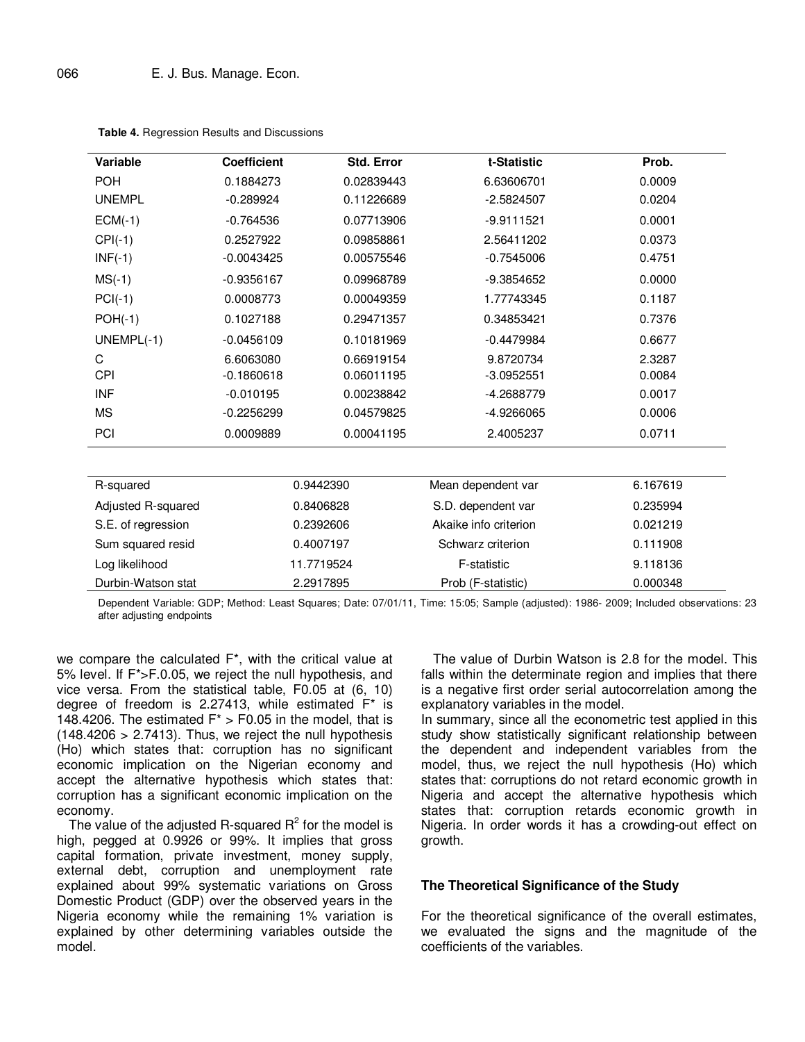**Table 4.** Regression Results and Discussions

| Variable | Coefficient | Std. Error | t-Statistic | Prob. |
|---|---|---|---|---|
| POH | 0.1884273 | 0.02839443 | 6.63606701 | 0.0009 |
| UNEMPL | -0.289924 | 0.11226689 | -2.5824507 | 0.0204 |
| ECM(-1) | -0.764536 | 0.07713906 | -9.9111521 | 0.0001 |
| CPI(-1) | 0.2527922 | 0.09858861 | 2.56411202 | 0.0373 |
| INF(-1) | -0.0043425 | 0.00575546 | -0.7545006 | 0.4751 |
| MS(-1) | -0.9356167 | 0.09968789 | -9.3854652 | 0.0000 |
| PCI(-1) | 0.0008773 | 0.00049359 | 1.77743345 | 0.1187 |
| POH(-1) | 0.1027188 | 0.29471357 | 0.34853421 | 0.7376 |
| UNEMPL(-1) | -0.0456109 | 0.10181969 | -0.4479984 | 0.6677 |
| C | 6.6063080 | 0.66919154 | 9.8720734 | 2.3287 |
| CPI | -0.1860618 | 0.06011195 | -3.0952551 | 0.0084 |
| INF | -0.010195 | 0.00238842 | -4.2688779 | 0.0017 |
| MS | -0.2256299 | 0.04579825 | -4.9266065 | 0.0006 |
| PCI | 0.0009889 | 0.00041195 | 2.4005237 | 0.0711 |

| | | | |
|---|---|---|---|
| R-squared | 0.9442390 | Mean dependent var | 6.167619 |
| Adjusted R-squared | 0.8406828 | S.D. dependent var | 0.235994 |
| S.E. of regression | 0.2392606 | Akaike info criterion | 0.021219 |
| Sum squared resid | 0.4007197 | Schwarz criterion | 0.111908 |
| Log likelihood | 11.7719524 | F-statistic | 9.118136 |
| Durbin-Watson stat | 2.2917895 | Prob (F-statistic) | 0.000348 |

Dependent Variable: GDP; Method: Least Squares; Date: 07/01/11, Time: 15:05; Sample (adjusted): 1986- 2009; Included observations: 23 after adjusting endpoints

we compare the calculated F*, with the critical value at 5% level. If F*>F.0.05, we reject the null hypothesis, and vice versa. From the statistical table, F0.05 at (6, 10) degree of freedom is 2.27413, while estimated F* is 148.4206. The estimated F* > F0.05 in the model, that is (148.4206 > 2.7413). Thus, we reject the null hypothesis (Ho) which states that: corruption has no significant economic implication on the Nigerian economy and accept the alternative hypothesis which states that: corruption has a significant economic implication on the economy.

The value of the adjusted R-squared $R^2$ for the model is high, pegged at 0.9926 or 99%. It implies that gross capital formation, private investment, money supply, external debt, corruption and unemployment rate explained about 99% systematic variations on Gross Domestic Product (GDP) over the observed years in the Nigeria economy while the remaining 1% variation is explained by other determining variables outside the model.

The value of Durbin Watson is 2.8 for the model. This falls within the determinate region and implies that there is a negative first order serial autocorrelation among the explanatory variables in the model.

In summary, since all the econometric test applied in this study show statistically significant relationship between the dependent and independent variables from the model, thus, we reject the null hypothesis (Ho) which states that: corruptions do not retard economic growth in Nigeria and accept the alternative hypothesis which states that: corruption retards economic growth in Nigeria. In order words it has a crowding-out effect on growth.

### The Theoretical Significance of the Study

For the theoretical significance of the overall estimates, we evaluated the signs and the magnitude of the coefficients of the variables.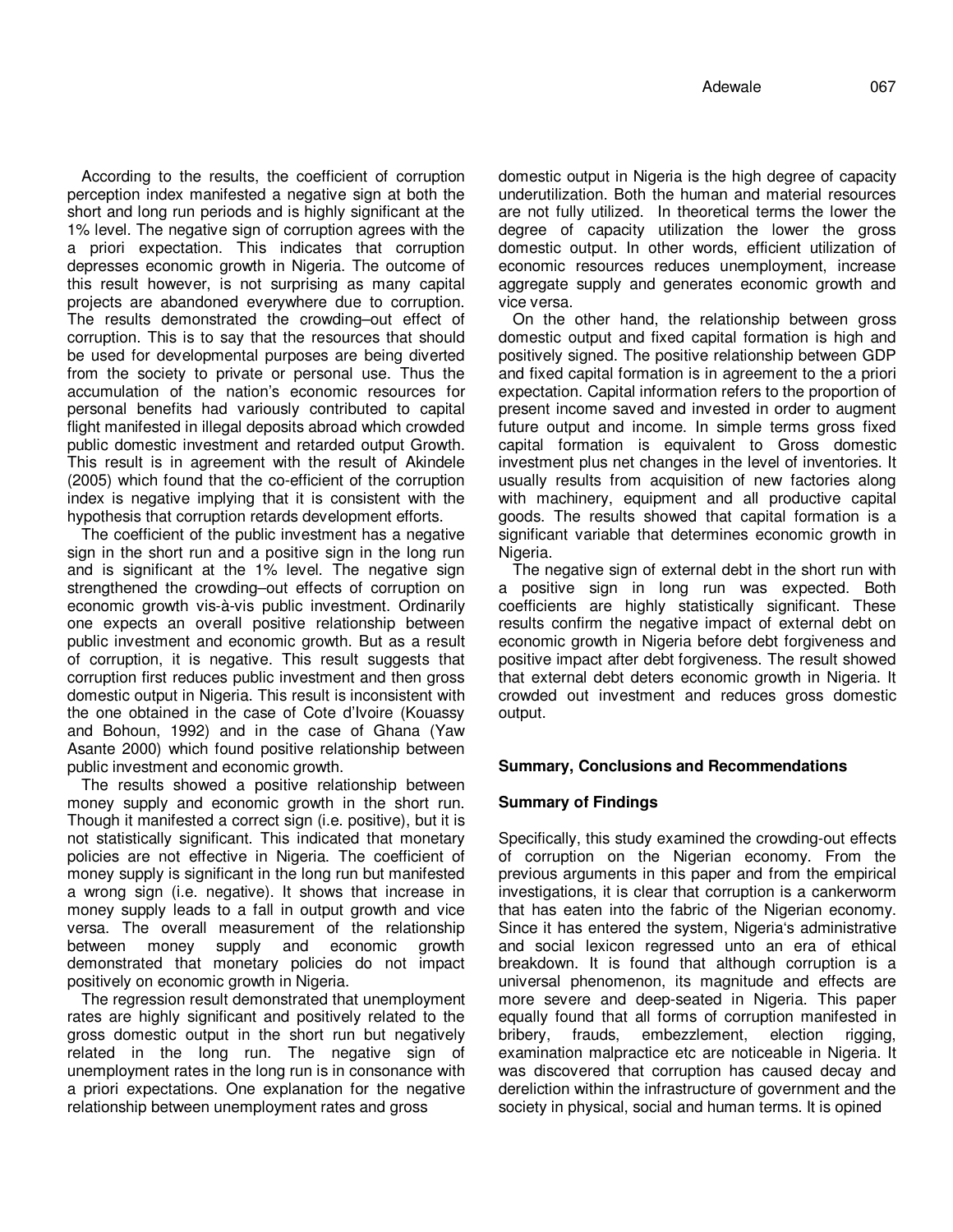According to the results, the coefficient of corruption perception index manifested a negative sign at both the short and long run periods and is highly significant at the 1% level. The negative sign of corruption agrees with the a priori expectation. This indicates that corruption depresses economic growth in Nigeria. The outcome of this result however, is not surprising as many capital projects are abandoned everywhere due to corruption. The results demonstrated the crowding–out effect of corruption. This is to say that the resources that should be used for developmental purposes are being diverted from the society to private or personal use. Thus the accumulation of the nation's economic resources for personal benefits had variously contributed to capital flight manifested in illegal deposits abroad which crowded public domestic investment and retarded output Growth. This result is in agreement with the result of Akindele (2005) which found that the co-efficient of the corruption index is negative implying that it is consistent with the hypothesis that corruption retards development efforts.

The coefficient of the public investment has a negative sign in the short run and a positive sign in the long run and is significant at the 1% level. The negative sign strengthened the crowding–out effects of corruption on economic growth vis-à-vis public investment. Ordinarily one expects an overall positive relationship between public investment and economic growth. But as a result of corruption, it is negative. This result suggests that corruption first reduces public investment and then gross domestic output in Nigeria. This result is inconsistent with the one obtained in the case of Cote d'Ivoire (Kouassy and Bohoun, 1992) and in the case of Ghana (Yaw Asante 2000) which found positive relationship between public investment and economic growth.

The results showed a positive relationship between money supply and economic growth in the short run. Though it manifested a correct sign (i.e. positive), but it is not statistically significant. This indicated that monetary policies are not effective in Nigeria. The coefficient of money supply is significant in the long run but manifested a wrong sign (i.e. negative). It shows that increase in money supply leads to a fall in output growth and vice versa. The overall measurement of the relationship between money supply and economic growth demonstrated that monetary policies do not impact positively on economic growth in Nigeria.

The regression result demonstrated that unemployment rates are highly significant and positively related to the gross domestic output in the short run but negatively related in the long run. The negative sign of unemployment rates in the long run is in consonance with a priori expectations. One explanation for the negative relationship between unemployment rates and gross domestic output in Nigeria is the high degree of capacity underutilization. Both the human and material resources are not fully utilized. In theoretical terms the lower the degree of capacity utilization the lower the gross domestic output. In other words, efficient utilization of economic resources reduces unemployment, increase aggregate supply and generates economic growth and vice versa.

On the other hand, the relationship between gross domestic output and fixed capital formation is high and positively signed. The positive relationship between GDP and fixed capital formation is in agreement to the a priori expectation. Capital information refers to the proportion of present income saved and invested in order to augment future output and income. In simple terms gross fixed capital formation is equivalent to Gross domestic investment plus net changes in the level of inventories. It usually results from acquisition of new factories along with machinery, equipment and all productive capital goods. The results showed that capital formation is a significant variable that determines economic growth in Nigeria.

The negative sign of external debt in the short run with a positive sign in long run was expected. Both coefficients are highly statistically significant. These results confirm the negative impact of external debt on economic growth in Nigeria before debt forgiveness and positive impact after debt forgiveness. The result showed that external debt deters economic growth in Nigeria. It crowded out investment and reduces gross domestic output.

## Summary, Conclusions and Recommendations

### Summary of Findings

Specifically, this study examined the crowding-out effects of corruption on the Nigerian economy. From the previous arguments in this paper and from the empirical investigations, it is clear that corruption is a cankerworm that has eaten into the fabric of the Nigerian economy. Since it has entered the system, Nigeria's administrative and social lexicon regressed unto an era of ethical breakdown. It is found that although corruption is a universal phenomenon, its magnitude and effects are more severe and deep-seated in Nigeria. This paper equally found that all forms of corruption manifested in bribery, frauds, embezzlement, election rigging, examination malpractice etc are noticeable in Nigeria. It was discovered that corruption has caused decay and dereliction within the infrastructure of government and the society in physical, social and human terms. It is opined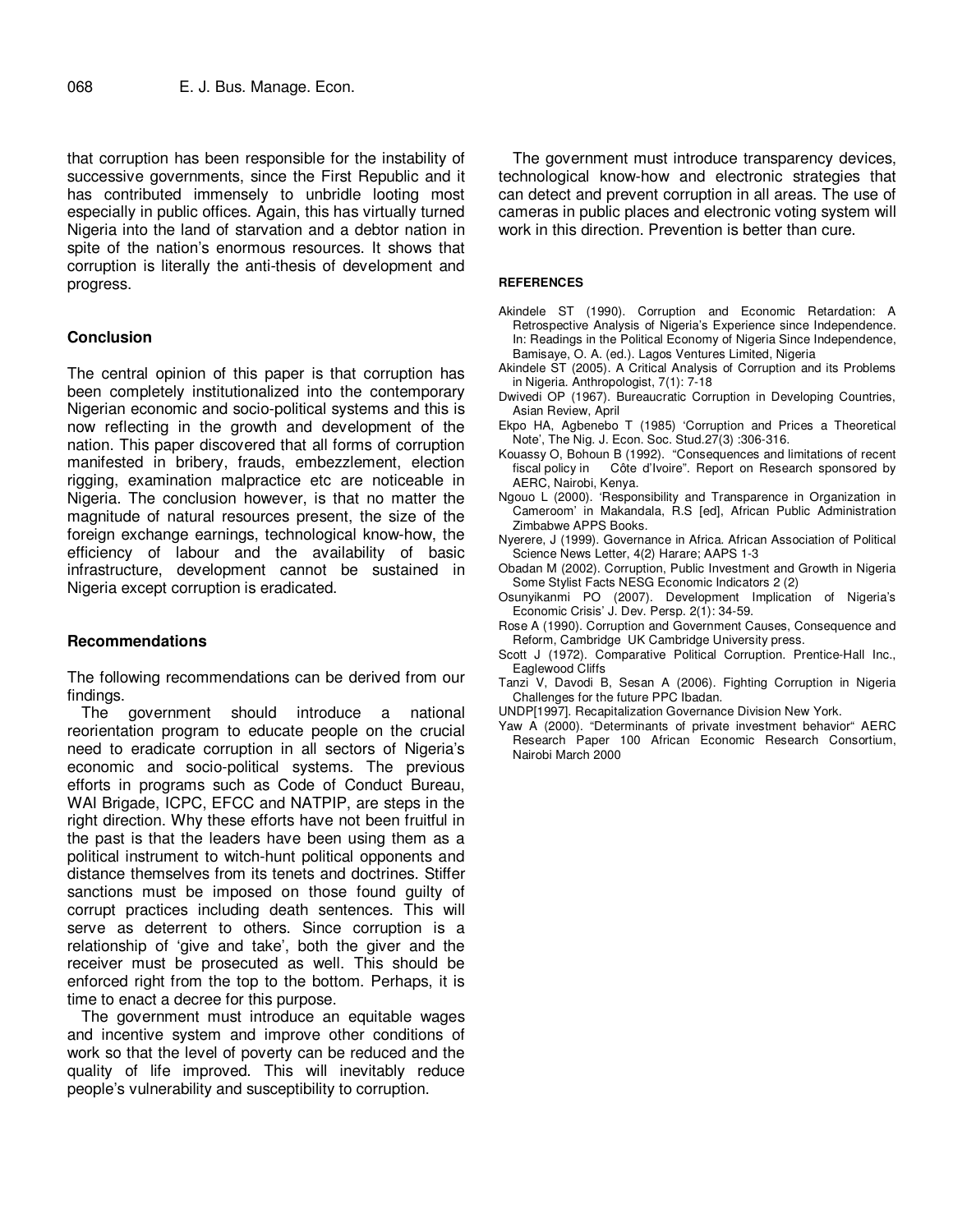that corruption has been responsible for the instability of successive governments, since the First Republic and it has contributed immensely to unbridle looting most especially in public offices. Again, this has virtually turned Nigeria into the land of starvation and a debtor nation in spite of the nation's enormous resources. It shows that corruption is literally the anti-thesis of development and progress.

## Conclusion

The central opinion of this paper is that corruption has been completely institutionalized into the contemporary Nigerian economic and socio-political systems and this is now reflecting in the growth and development of the nation. This paper discovered that all forms of corruption manifested in bribery, frauds, embezzlement, election rigging, examination malpractice etc are noticeable in Nigeria. The conclusion however, is that no matter the magnitude of natural resources present, the size of the foreign exchange earnings, technological know-how, the efficiency of labour and the availability of basic infrastructure, development cannot be sustained in Nigeria except corruption is eradicated.

## Recommendations

The following recommendations can be derived from our findings.

The government should introduce a national reorientation program to educate people on the crucial need to eradicate corruption in all sectors of Nigeria's economic and socio-political systems. The previous efforts in programs such as Code of Conduct Bureau, WAI Brigade, ICPC, EFCC and NATPIP, are steps in the right direction. Why these efforts have not been fruitful in the past is that the leaders have been using them as a political instrument to witch-hunt political opponents and distance themselves from its tenets and doctrines. Stiffer sanctions must be imposed on those found guilty of corrupt practices including death sentences. This will serve as deterrent to others. Since corruption is a relationship of 'give and take', both the giver and the receiver must be prosecuted as well. This should be enforced right from the top to the bottom. Perhaps, it is time to enact a decree for this purpose.

The government must introduce an equitable wages and incentive system and improve other conditions of work so that the level of poverty can be reduced and the quality of life improved. This will inevitably reduce people's vulnerability and susceptibility to corruption.

The government must introduce transparency devices, technological know-how and electronic strategies that can detect and prevent corruption in all areas. The use of cameras in public places and electronic voting system will work in this direction. Prevention is better than cure.

## REFERENCES

Akindele ST (1990). Corruption and Economic Retardation: A Retrospective Analysis of Nigeria's Experience since Independence. In: Readings in the Political Economy of Nigeria Since Independence, Bamisaye, O. A. (ed.). Lagos Ventures Limited, Nigeria

Akindele ST (2005). A Critical Analysis of Corruption and its Problems in Nigeria. Anthropologist, 7(1): 7-18

Dwivedi OP (1967). Bureaucratic Corruption in Developing Countries, Asian Review, April

Ekpo HA, Agbenebo T (1985) 'Corruption and Prices a Theoretical Note', The Nig. J. Econ. Soc. Stud.27(3) :306-316.

Kouassy O, Bohoun B (1992). "Consequences and limitations of recent fiscal policy in Côte d'Ivoire". Report on Research sponsored by AERC, Nairobi, Kenya.

Ngouo L (2000). 'Responsibility and Transparence in Organization in Cameroom' in Makandala, R.S [ed], African Public Administration Zimbabwe APPS Books.

Nyerere, J (1999). Governance in Africa. African Association of Political Science News Letter, 4(2) Harare; AAPS 1-3

Obadan M (2002). Corruption, Public Investment and Growth in Nigeria Some Stylist Facts NESG Economic Indicators 2 (2)

Osunyikanmi PO (2007). Development Implication of Nigeria's Economic Crisis' J. Dev. Persp. 2(1): 34-59.

Rose A (1990). Corruption and Government Causes, Consequence and Reform, Cambridge UK Cambridge University press.

Scott J (1972). Comparative Political Corruption. Prentice-Hall Inc., Eaglewood Cliffs

Tanzi V, Davodi B, Sesan A (2006). Fighting Corruption in Nigeria Challenges for the future PPC Ibadan.

UNDP[1997]. Recapitalization Governance Division New York.

Yaw A (2000). "Determinants of private investment behavior" AERC Research Paper 100 African Economic Research Consortium, Nairobi March 2000